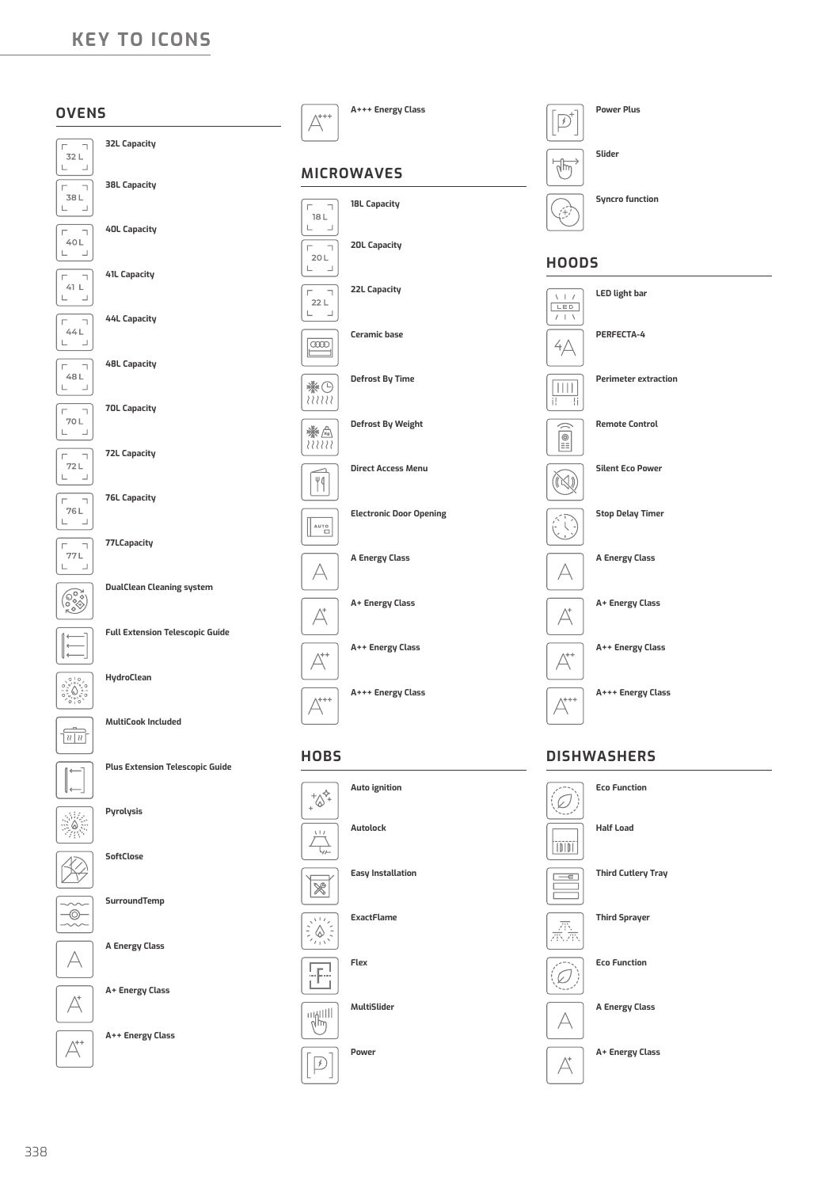# KEY TO ICONS

## OVENS

- 32L Capacity
- 38L Capacity
- 40L Capacity
- 41L Capacity
- 44L Capacity
- 48L Capacity
- 70L Capacity
- 72L Capacity
- 76L Capacity
- 77LCapacity
- DualClean Cleaning system
- Full Extension Telescopic Guide
- HydroClean
- MultiCook Included
- Plus Extension Telescopic Guide
- Pyrolysis
- SoftClose
- SurroundTemp
- A Energy Class
- A+ Energy Class
- A++ Energy Class
- A+++ Energy Class

## MICROWAVES

- 18L Capacity
- 20L Capacity
- 22L Capacity
- Ceramic base
- Defrost By Time
- Defrost By Weight
- Direct Access Menu
- Electronic Door Opening
- A Energy Class
- A+ Energy Class
- A++ Energy Class
- A+++ Energy Class

## HOBS

- Auto ignition
- Autolock
- Easy Installation
- ExactFlame
- Flex
- MultiSlider
- Power
- Power Plus
- Slider
- Syncro function

## HOODS

- LED light bar
- PERFECTA-4
- Perimeter extraction
- Remote Control
- Silent Eco Power
- Stop Delay Timer
- A Energy Class
- A+ Energy Class
- A++ Energy Class
- A+++ Energy Class

## DISHWASHERS

- Eco Function
- Half Load
- Third Cutlery Tray
- Third Sprayer
- Eco Function
- A Energy Class
- A+ Energy Class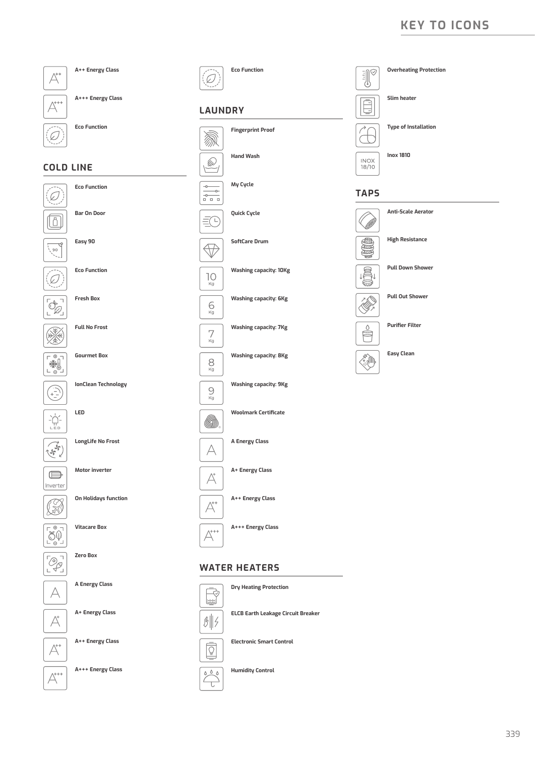# KEY TO ICONS

- A++ Energy Class
- A+++ Energy Class
- Eco Function

## COLD LINE

- Eco Function
- Bar On Door
- Easy 90
- Eco Function
- Fresh Box
- Full No Frost
- Gourmet Box
- IonClean Technology
- LED
- LongLife No Frost
- Motor inverter
- On Holidays function
- Vitacare Box
- Zero Box
- A Energy Class
- A+ Energy Class
- A++ Energy Class
- A+++ Energy Class

- Eco Function

## LAUNDRY

- Fingerprint Proof
- Hand Wash
- My Cycle
- Quick Cycle
- SoftCare Drum
- Washing capacity: 10Kg
- Washing capacity: 6Kg
- Washing capacity: 7Kg
- Washing capacity: 8Kg
- Washing capacity: 9Kg
- Woolmark Certificate
- A Energy Class
- A+ Energy Class
- A++ Energy Class
- A+++ Energy Class

## WATER HEATERS

- Dry Heating Protection
- ELCB Earth Leakage Circuit Breaker
- Electronic Smart Control
- Humidity Control
- Overheating Protection
- Slim heater
- Type of Installation
- Inox 1810

## TAPS

- Anti-Scale Aerator
- High Resistance
- Pull Down Shower
- Pull Out Shower
- Purifier Filter
- Easy Clean